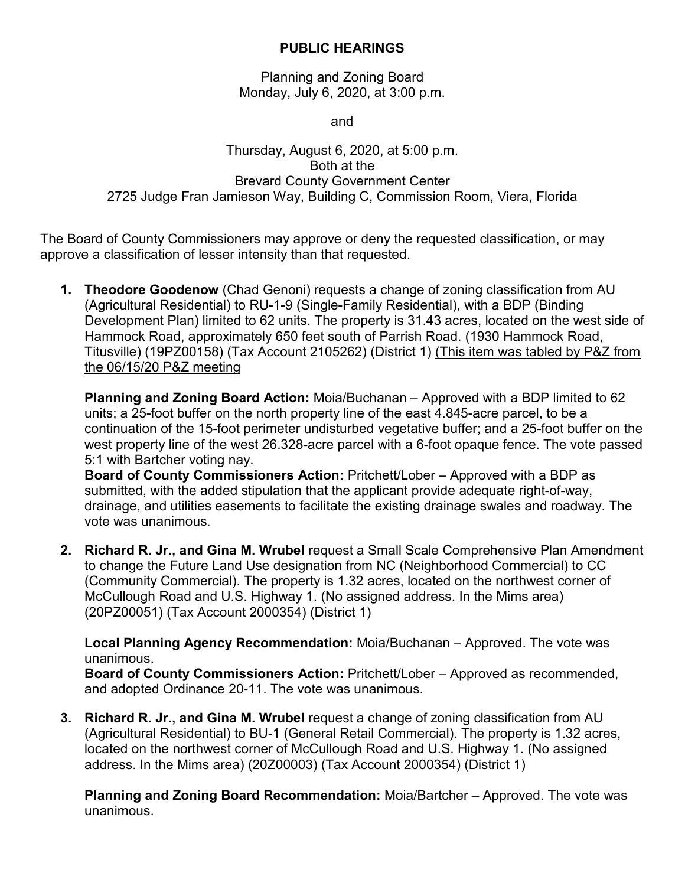# PUBLIC HEARINGS

Planning and Zoning Board
Monday, July 6, 2020, at 3:00 p.m.

and

Thursday, August 6, 2020, at 5:00 p.m.
Both at the
Brevard County Government Center
2725 Judge Fran Jamieson Way, Building C, Commission Room, Viera, Florida

The Board of County Commissioners may approve or deny the requested classification, or may approve a classification of lesser intensity than that requested.

1. **Theodore Goodenow** (Chad Genoni) requests a change of zoning classification from AU (Agricultural Residential) to RU-1-9 (Single-Family Residential), with a BDP (Binding Development Plan) limited to 62 units. The property is 31.43 acres, located on the west side of Hammock Road, approximately 650 feet south of Parrish Road. (1930 Hammock Road, Titusville) (19PZ00158) (Tax Account 2105262) (District 1) <u>(This item was tabled by P&Z from the 06/15/20 P&Z meeting</u>

   **Planning and Zoning Board Action:** Moia/Buchanan – Approved with a BDP limited to 62 units; a 25-foot buffer on the north property line of the east 4.845-acre parcel, to be a continuation of the 15-foot perimeter undisturbed vegetative buffer; and a 25-foot buffer on the west property line of the west 26.328-acre parcel with a 6-foot opaque fence. The vote passed 5:1 with Bartcher voting nay.
   **Board of County Commissioners Action:** Pritchett/Lober – Approved with a BDP as submitted, with the added stipulation that the applicant provide adequate right-of-way, drainage, and utilities easements to facilitate the existing drainage swales and roadway. The vote was unanimous.

2. **Richard R. Jr., and Gina M. Wrubel** request a Small Scale Comprehensive Plan Amendment to change the Future Land Use designation from NC (Neighborhood Commercial) to CC (Community Commercial). The property is 1.32 acres, located on the northwest corner of McCullough Road and U.S. Highway 1. (No assigned address. In the Mims area) (20PZ00051) (Tax Account 2000354) (District 1)

   **Local Planning Agency Recommendation:** Moia/Buchanan – Approved. The vote was unanimous.
   **Board of County Commissioners Action:** Pritchett/Lober – Approved as recommended, and adopted Ordinance 20-11. The vote was unanimous.

3. **Richard R. Jr., and Gina M. Wrubel** request a change of zoning classification from AU (Agricultural Residential) to BU-1 (General Retail Commercial). The property is 1.32 acres, located on the northwest corner of McCullough Road and U.S. Highway 1. (No assigned address. In the Mims area) (20Z00003) (Tax Account 2000354) (District 1)

   **Planning and Zoning Board Recommendation:** Moia/Bartcher – Approved. The vote was unanimous.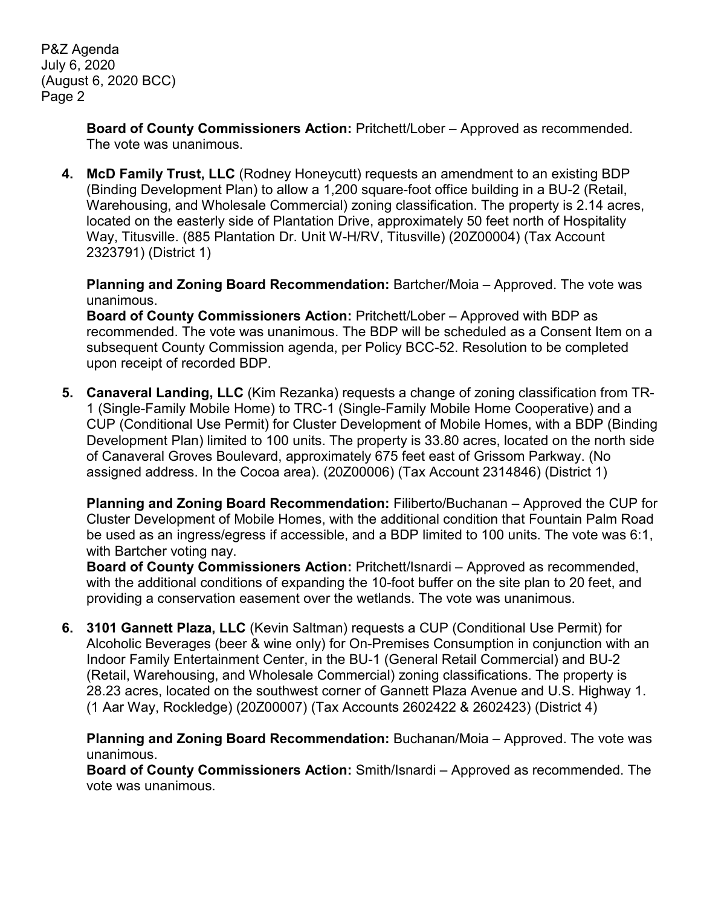**Board of County Commissioners Action:** Pritchett/Lober – Approved as recommended. The vote was unanimous.

4. **McD Family Trust, LLC** (Rodney Honeycutt) requests an amendment to an existing BDP (Binding Development Plan) to allow a 1,200 square-foot office building in a BU-2 (Retail, Warehousing, and Wholesale Commercial) zoning classification. The property is 2.14 acres, located on the easterly side of Plantation Drive, approximately 50 feet north of Hospitality Way, Titusville. (885 Plantation Dr. Unit W-H/RV, Titusville) (20Z00004) (Tax Account 2323791) (District 1)

   **Planning and Zoning Board Recommendation:** Bartcher/Moia – Approved. The vote was unanimous.
   **Board of County Commissioners Action:** Pritchett/Lober – Approved with BDP as recommended. The vote was unanimous. The BDP will be scheduled as a Consent Item on a subsequent County Commission agenda, per Policy BCC-52. Resolution to be completed upon receipt of recorded BDP.

5. **Canaveral Landing, LLC** (Kim Rezanka) requests a change of zoning classification from TR-1 (Single-Family Mobile Home) to TRC-1 (Single-Family Mobile Home Cooperative) and a CUP (Conditional Use Permit) for Cluster Development of Mobile Homes, with a BDP (Binding Development Plan) limited to 100 units. The property is 33.80 acres, located on the north side of Canaveral Groves Boulevard, approximately 675 feet east of Grissom Parkway. (No assigned address. In the Cocoa area). (20Z00006) (Tax Account 2314846) (District 1)

   **Planning and Zoning Board Recommendation:** Filiberto/Buchanan – Approved the CUP for Cluster Development of Mobile Homes, with the additional condition that Fountain Palm Road be used as an ingress/egress if accessible, and a BDP limited to 100 units. The vote was 6:1, with Bartcher voting nay.
   **Board of County Commissioners Action:** Pritchett/Isnardi – Approved as recommended, with the additional conditions of expanding the 10-foot buffer on the site plan to 20 feet, and providing a conservation easement over the wetlands. The vote was unanimous.

6. **3101 Gannett Plaza, LLC** (Kevin Saltman) requests a CUP (Conditional Use Permit) for Alcoholic Beverages (beer & wine only) for On-Premises Consumption in conjunction with an Indoor Family Entertainment Center, in the BU-1 (General Retail Commercial) and BU-2 (Retail, Warehousing, and Wholesale Commercial) zoning classifications. The property is 28.23 acres, located on the southwest corner of Gannett Plaza Avenue and U.S. Highway 1. (1 Aar Way, Rockledge) (20Z00007) (Tax Accounts 2602422 & 2602423) (District 4)

   **Planning and Zoning Board Recommendation:** Buchanan/Moia – Approved. The vote was unanimous.
   **Board of County Commissioners Action:** Smith/Isnardi – Approved as recommended. The vote was unanimous.